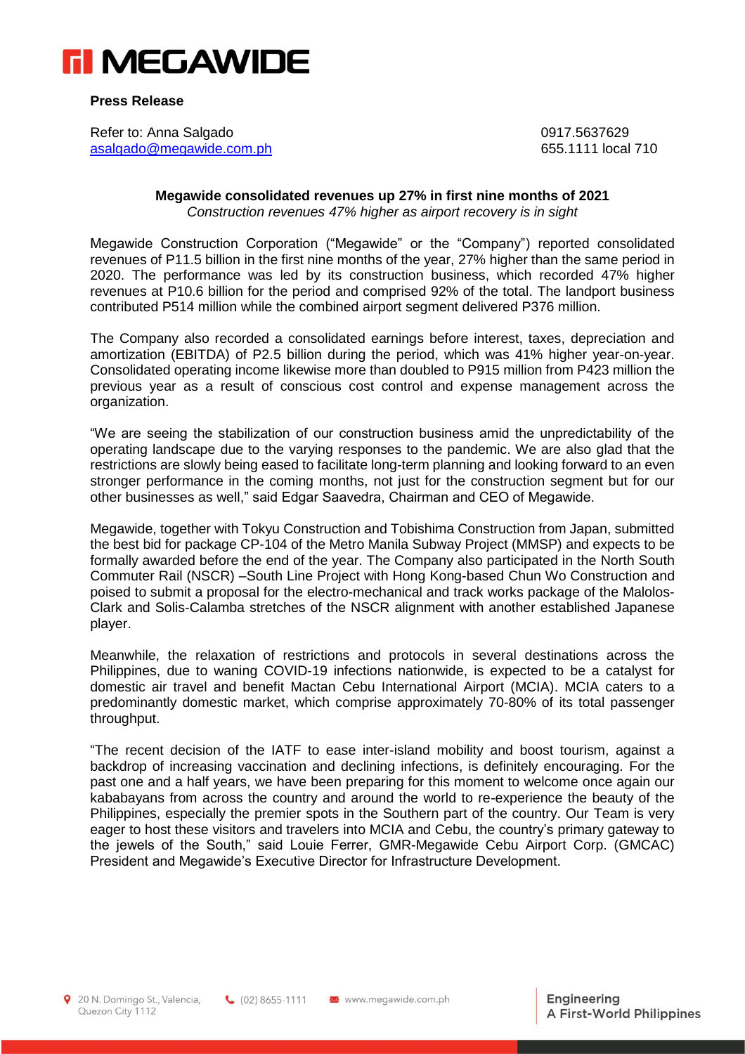**MEGAWIDE**

**Press Release**

Refer to: Anna Salgado  
asalgado@megawide.com.ph

0917.5637629  
655.1111 local 710

**Megawide consolidated revenues up 27% in first nine months of 2021**

*Construction revenues 47% higher as airport recovery is in sight*

Megawide Construction Corporation ("Megawide" or the "Company") reported consolidated revenues of P11.5 billion in the first nine months of the year, 27% higher than the same period in 2020. The performance was led by its construction business, which recorded 47% higher revenues at P10.6 billion for the period and comprised 92% of the total. The landport business contributed P514 million while the combined airport segment delivered P376 million.

The Company also recorded a consolidated earnings before interest, taxes, depreciation and amortization (EBITDA) of P2.5 billion during the period, which was 41% higher year-on-year. Consolidated operating income likewise more than doubled to P915 million from P423 million the previous year as a result of conscious cost control and expense management across the organization.

"We are seeing the stabilization of our construction business amid the unpredictability of the operating landscape due to the varying responses to the pandemic. We are also glad that the restrictions are slowly being eased to facilitate long-term planning and looking forward to an even stronger performance in the coming months, not just for the construction segment but for our other businesses as well," said Edgar Saavedra, Chairman and CEO of Megawide.

Megawide, together with Tokyu Construction and Tobishima Construction from Japan, submitted the best bid for package CP-104 of the Metro Manila Subway Project (MMSP) and expects to be formally awarded before the end of the year. The Company also participated in the North South Commuter Rail (NSCR) –South Line Project with Hong Kong-based Chun Wo Construction and poised to submit a proposal for the electro-mechanical and track works package of the Malolos-Clark and Solis-Calamba stretches of the NSCR alignment with another established Japanese player.

Meanwhile, the relaxation of restrictions and protocols in several destinations across the Philippines, due to waning COVID-19 infections nationwide, is expected to be a catalyst for domestic air travel and benefit Mactan Cebu International Airport (MCIA). MCIA caters to a predominantly domestic market, which comprise approximately 70-80% of its total passenger throughput.

"The recent decision of the IATF to ease inter-island mobility and boost tourism, against a backdrop of increasing vaccination and declining infections, is definitely encouraging. For the past one and a half years, we have been preparing for this moment to welcome once again our kababayans from across the country and around the world to re-experience the beauty of the Philippines, especially the premier spots in the Southern part of the country. Our Team is very eager to host these visitors and travelers into MCIA and Cebu, the country's primary gateway to the jewels of the South," said Louie Ferrer, GMR-Megawide Cebu Airport Corp. (GMCAC) President and Megawide's Executive Director for Infrastructure Development.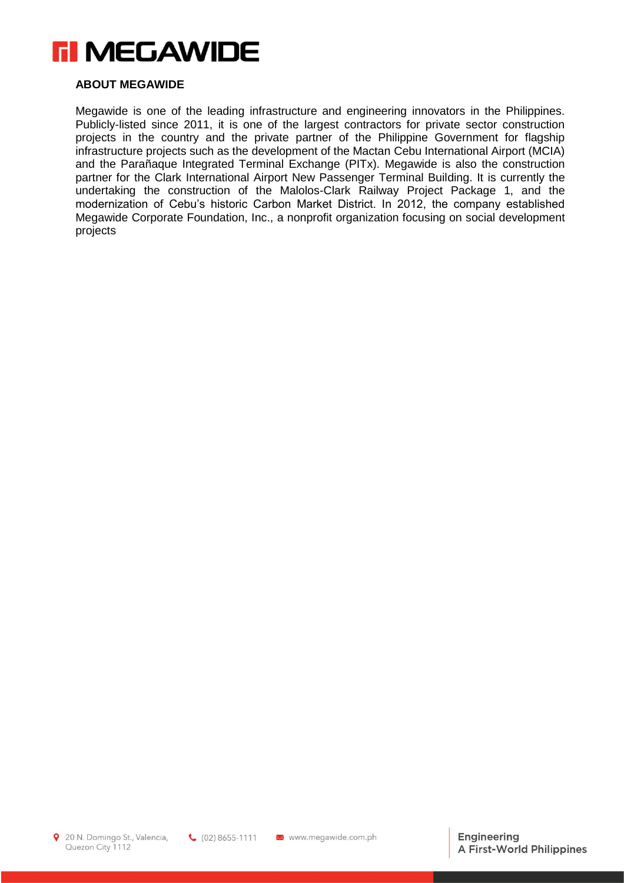## ABOUT MEGAWIDE

Megawide is one of the leading infrastructure and engineering innovators in the Philippines. Publicly-listed since 2011, it is one of the largest contractors for private sector construction projects in the country and the private partner of the Philippine Government for flagship infrastructure projects such as the development of the Mactan Cebu International Airport (MCIA) and the Parañaque Integrated Terminal Exchange (PITx). Megawide is also the construction partner for the Clark International Airport New Passenger Terminal Building. It is currently the undertaking the construction of the Malolos-Clark Railway Project Package 1, and the modernization of Cebu's historic Carbon Market District. In 2012, the company established Megawide Corporate Foundation, Inc., a nonprofit organization focusing on social development projects